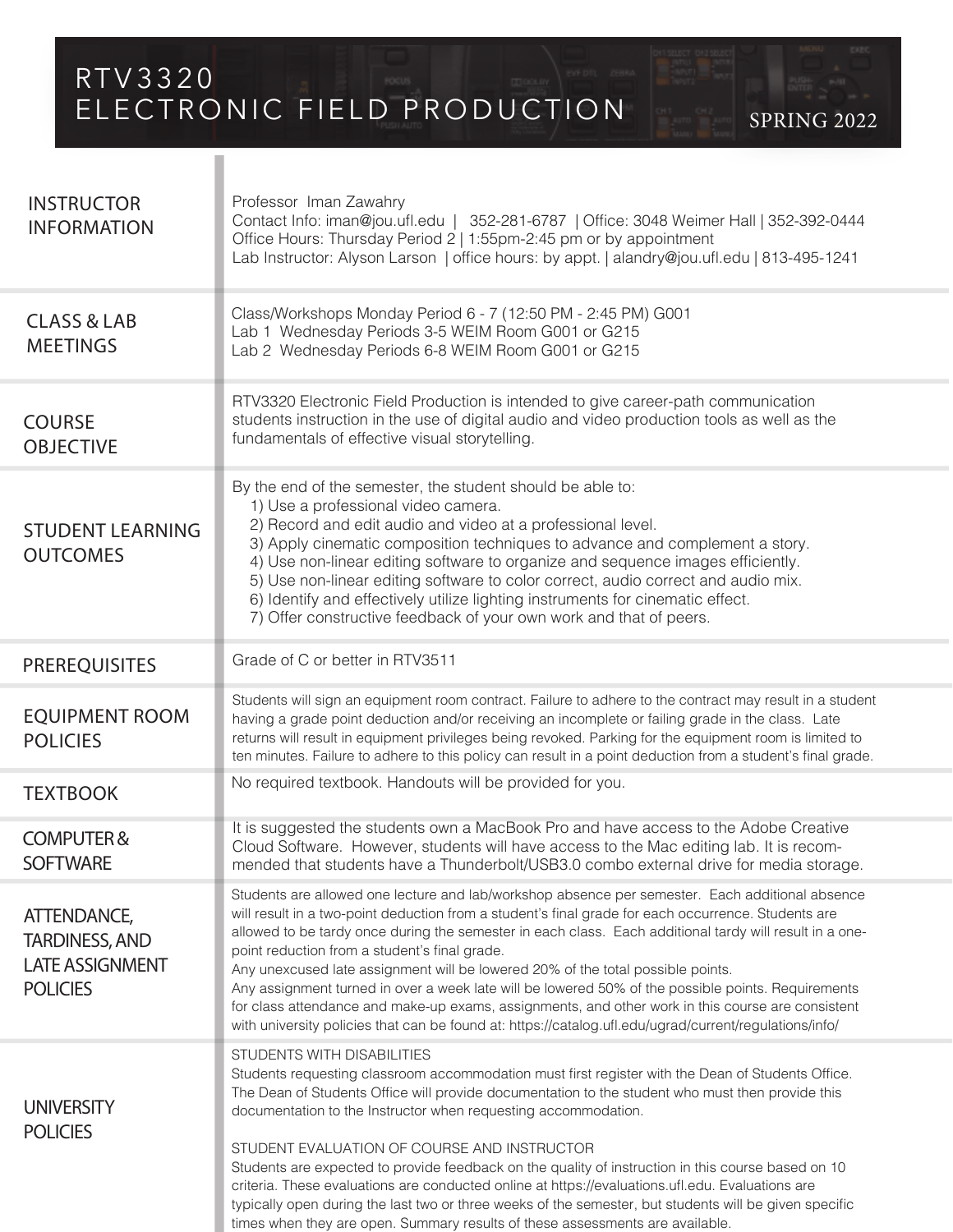# RTV3320 ELECTRONIC FIELD PRODUCTION

SPRING 2022

## INSTRUCTOR INFORMATION

Professor Iman Zawahry
Contact Info: iman@jou.ufl.edu | 352-281-6787 | Office: 3048 Weimer Hall | 352-392-0444
Office Hours: Thursday Period 2 | 1:55pm-2:45 pm or by appointment
Lab Instructor: Alyson Larson | office hours: by appt. | alandry@jou.ufl.edu | 813-495-1241

## CLASS & LAB MEETINGS

Class/Workshops Monday Period 6 - 7 (12:50 PM - 2:45 PM) G001
Lab 1 Wednesday Periods 3-5 WEIM Room G001 or G215
Lab 2 Wednesday Periods 6-8 WEIM Room G001 or G215

## COURSE OBJECTIVE

RTV3320 Electronic Field Production is intended to give career-path communication students instruction in the use of digital audio and video production tools as well as the fundamentals of effective visual storytelling.

## STUDENT LEARNING OUTCOMES

By the end of the semester, the student should be able to:

1) Use a professional video camera.
2) Record and edit audio and video at a professional level.
3) Apply cinematic composition techniques to advance and complement a story.
4) Use non-linear editing software to organize and sequence images efficiently.
5) Use non-linear editing software to color correct, audio correct and audio mix.
6) Identify and effectively utilize lighting instruments for cinematic effect.
7) Offer constructive feedback of your own work and that of peers.

## PREREQUISITES

Grade of C or better in RTV3511

## EQUIPMENT ROOM POLICIES

Students will sign an equipment room contract. Failure to adhere to the contract may result in a student having a grade point deduction and/or receiving an incomplete or failing grade in the class. Late returns will result in equipment privileges being revoked. Parking for the equipment room is limited to ten minutes. Failure to adhere to this policy can result in a point deduction from a student's final grade.

## TEXTBOOK

No required textbook. Handouts will be provided for you.

## COMPUTER & SOFTWARE

It is suggested the students own a MacBook Pro and have access to the Adobe Creative Cloud Software. However, students will have access to the Mac editing lab. It is recommended that students have a Thunderbolt/USB3.0 combo external drive for media storage.

## ATTENDANCE, TARDINESS, AND LATE ASSIGNMENT POLICIES

Students are allowed one lecture and lab/workshop absence per semester. Each additional absence will result in a two-point deduction from a student's final grade for each occurrence. Students are allowed to be tardy once during the semester in each class. Each additional tardy will result in a one-point reduction from a student's final grade.
Any unexcused late assignment will be lowered 20% of the total possible points.
Any assignment turned in over a week late will be lowered 50% of the possible points. Requirements for class attendance and make-up exams, assignments, and other work in this course are consistent with university policies that can be found at: https://catalog.ufl.edu/ugrad/current/regulations/info/

## UNIVERSITY POLICIES

STUDENTS WITH DISABILITIES
Students requesting classroom accommodation must first register with the Dean of Students Office. The Dean of Students Office will provide documentation to the student who must then provide this documentation to the Instructor when requesting accommodation.

STUDENT EVALUATION OF COURSE AND INSTRUCTOR
Students are expected to provide feedback on the quality of instruction in this course based on 10 criteria. These evaluations are conducted online at https://evaluations.ufl.edu. Evaluations are typically open during the last two or three weeks of the semester, but students will be given specific times when they are open. Summary results of these assessments are available.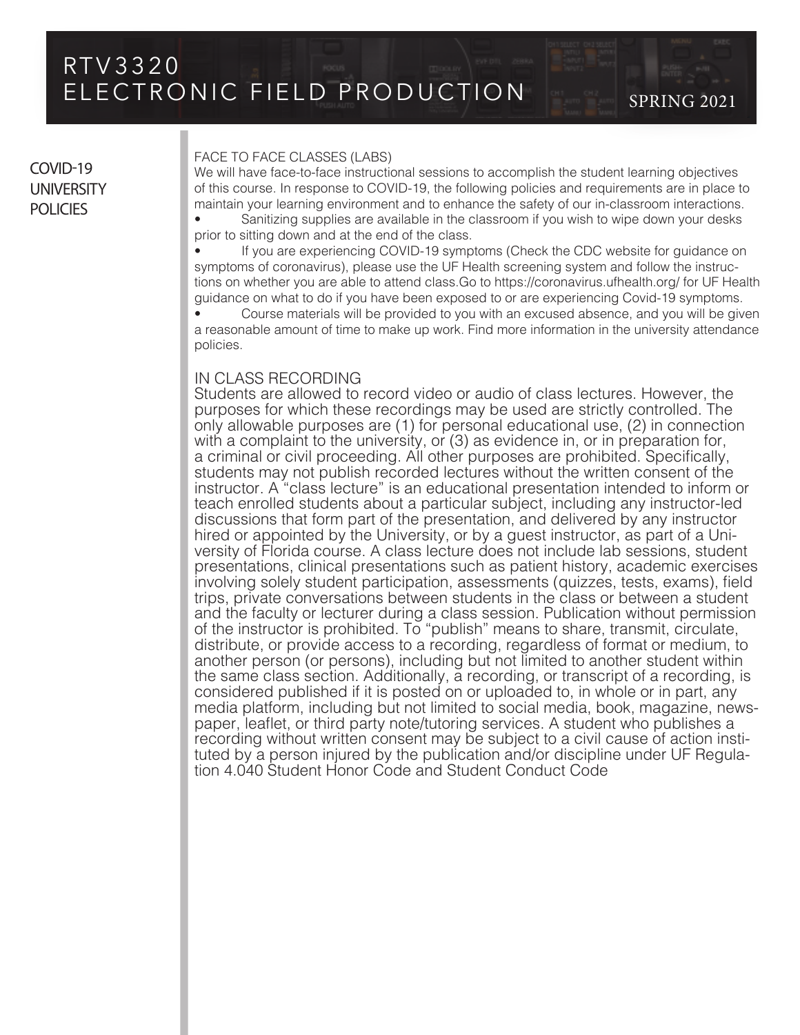# COVID-19 UNIVERSITY POLICIES

## FACE TO FACE CLASSES (LABS)

We will have face-to-face instructional sessions to accomplish the student learning objectives of this course. In response to COVID-19, the following policies and requirements are in place to maintain your learning environment and to enhance the safety of our in-classroom interactions.

- Sanitizing supplies are available in the classroom if you wish to wipe down your desks prior to sitting down and at the end of the class.
- If you are experiencing COVID-19 symptoms (Check the CDC website for guidance on symptoms of coronavirus), please use the UF Health screening system and follow the instructions on whether you are able to attend class.Go to https://coronavirus.ufhealth.org/ for UF Health guidance on what to do if you have been exposed to or are experiencing Covid-19 symptoms.
- Course materials will be provided to you with an excused absence, and you will be given a reasonable amount of time to make up work. Find more information in the university attendance policies.

## IN CLASS RECORDING

Students are allowed to record video or audio of class lectures. However, the purposes for which these recordings may be used are strictly controlled. The only allowable purposes are (1) for personal educational use, (2) in connection with a complaint to the university, or (3) as evidence in, or in preparation for, a criminal or civil proceeding. All other purposes are prohibited. Specifically, students may not publish recorded lectures without the written consent of the instructor. A "class lecture" is an educational presentation intended to inform or teach enrolled students about a particular subject, including any instructor-led discussions that form part of the presentation, and delivered by any instructor hired or appointed by the University, or by a guest instructor, as part of a University of Florida course. A class lecture does not include lab sessions, student presentations, clinical presentations such as patient history, academic exercises involving solely student participation, assessments (quizzes, tests, exams), field trips, private conversations between students in the class or between a student and the faculty or lecturer during a class session. Publication without permission of the instructor is prohibited. To "publish" means to share, transmit, circulate, distribute, or provide access to a recording, regardless of format or medium, to another person (or persons), including but not limited to another student within the same class section. Additionally, a recording, or transcript of a recording, is considered published if it is posted on or uploaded to, in whole or in part, any media platform, including but not limited to social media, book, magazine, newspaper, leaflet, or third party note/tutoring services. A student who publishes a recording without written consent may be subject to a civil cause of action instituted by a person injured by the publication and/or discipline under UF Regulation 4.040 Student Honor Code and Student Conduct Code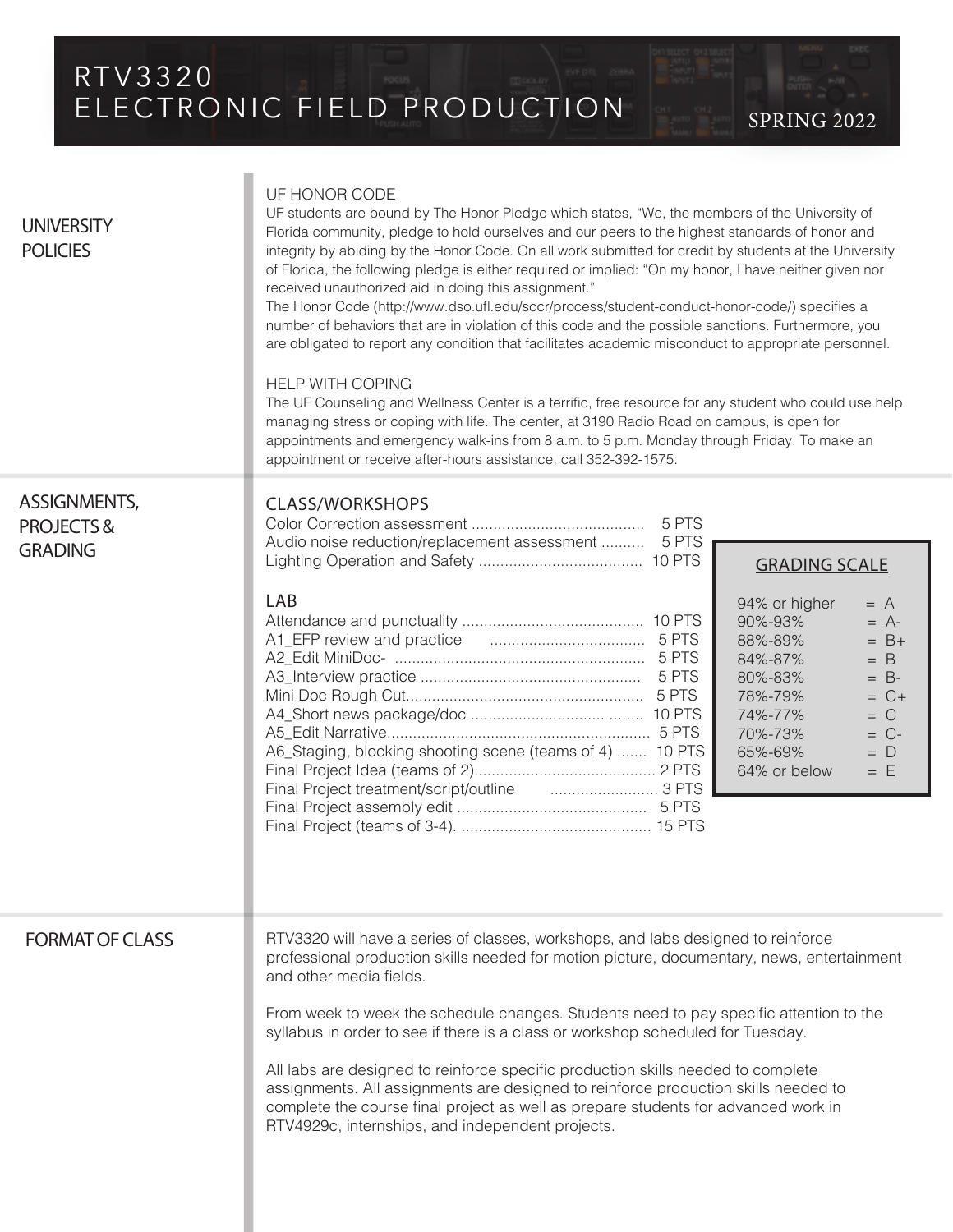# RTV3320 ELECTRONIC FIELD PRODUCTION

SPRING 2022

## UNIVERSITY POLICIES

### UF HONOR CODE

UF students are bound by The Honor Pledge which states, "We, the members of the University of Florida community, pledge to hold ourselves and our peers to the highest standards of honor and integrity by abiding by the Honor Code. On all work submitted for credit by students at the University of Florida, the following pledge is either required or implied: "On my honor, I have neither given nor received unauthorized aid in doing this assignment."

The Honor Code (http://www.dso.ufl.edu/sccr/process/student-conduct-honor-code/) specifies a number of behaviors that are in violation of this code and the possible sanctions. Furthermore, you are obligated to report any condition that facilitates academic misconduct to appropriate personnel.

### HELP WITH COPING

The UF Counseling and Wellness Center is a terrific, free resource for any student who could use help managing stress or coping with life. The center, at 3190 Radio Road on campus, is open for appointments and emergency walk-ins from 8 a.m. to 5 p.m. Monday through Friday. To make an appointment or receive after-hours assistance, call 352-392-1575.

## ASSIGNMENTS, PROJECTS & GRADING

### CLASS/WORKSHOPS

| Item | Points |
|---|---|
| Color Correction assessment | 5 PTS |
| Audio noise reduction/replacement assessment | 5 PTS |
| Lighting Operation and Safety | 10 PTS |

### LAB

| Item | Points |
|---|---|
| Attendance and punctuality | 10 PTS |
| A1_EFP review and practice | 5 PTS |
| A2_Edit MiniDoc- | 5 PTS |
| A3_Interview practice | 5 PTS |
| Mini Doc Rough Cut | 5 PTS |
| A4_Short news package/doc | 10 PTS |
| A5_Edit Narrative | 5 PTS |
| A6_Staging, blocking shooting scene (teams of 4) | 10 PTS |
| Final Project Idea (teams of 2) | 2 PTS |
| Final Project treatment/script/outline | 3 PTS |
| Final Project assembly edit | 5 PTS |
| Final Project (teams of 3-4). | 15 PTS |

### GRADING SCALE

| Percentage | Grade |
|---|---|
| 94% or higher | = A |
| 90%-93% | = A- |
| 88%-89% | = B+ |
| 84%-87% | = B |
| 80%-83% | = B- |
| 78%-79% | = C+ |
| 74%-77% | = C |
| 70%-73% | = C- |
| 65%-69% | = D |
| 64% or below | = E |

## FORMAT OF CLASS

RTV3320 will have a series of classes, workshops, and labs designed to reinforce professional production skills needed for motion picture, documentary, news, entertainment and other media fields.

From week to week the schedule changes. Students need to pay specific attention to the syllabus in order to see if there is a class or workshop scheduled for Tuesday.

All labs are designed to reinforce specific production skills needed to complete assignments. All assignments are designed to reinforce production skills needed to complete the course final project as well as prepare students for advanced work in RTV4929c, internships, and independent projects.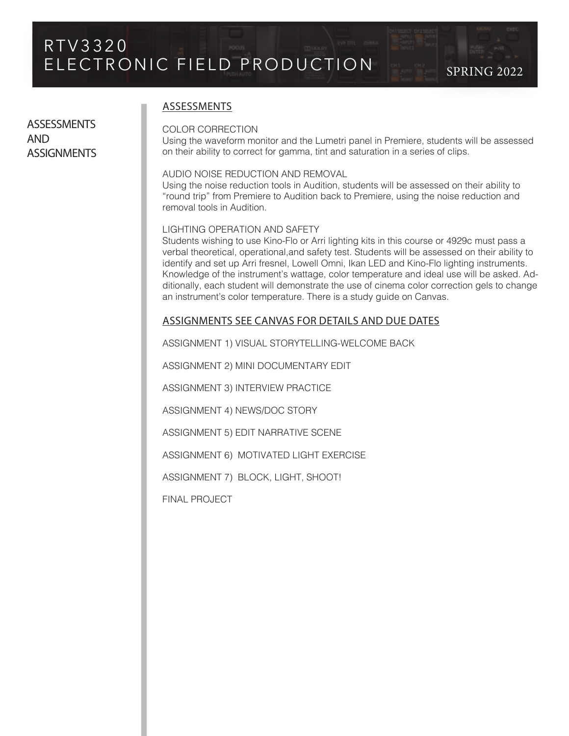## ASSESSMENTS AND ASSIGNMENTS

### ASSESSMENTS

COLOR CORRECTION
Using the waveform monitor and the Lumetri panel in Premiere, students will be assessed on their ability to correct for gamma, tint and saturation in a series of clips.

AUDIO NOISE REDUCTION AND REMOVAL
Using the noise reduction tools in Audition, students will be assessed on their ability to "round trip" from Premiere to Audition back to Premiere, using the noise reduction and removal tools in Audition.

LIGHTING OPERATION AND SAFETY
Students wishing to use Kino-Flo or Arri lighting kits in this course or 4929c must pass a verbal theoretical, operational,and safety test. Students will be assessed on their ability to identify and set up Arri fresnel, Lowell Omni, Ikan LED and Kino-Flo lighting instruments. Knowledge of the instrument's wattage, color temperature and ideal use will be asked. Additionally, each student will demonstrate the use of cinema color correction gels to change an instrument's color temperature. There is a study guide on Canvas.

### ASSIGNMENTS SEE CANVAS FOR DETAILS AND DUE DATES

ASSIGNMENT 1) VISUAL STORYTELLING-WELCOME BACK

ASSIGNMENT 2) MINI DOCUMENTARY EDIT

ASSIGNMENT 3) INTERVIEW PRACTICE

ASSIGNMENT 4) NEWS/DOC STORY

ASSIGNMENT 5) EDIT NARRATIVE SCENE

ASSIGNMENT 6) MOTIVATED LIGHT EXERCISE

ASSIGNMENT 7) BLOCK, LIGHT, SHOOT!

FINAL PROJECT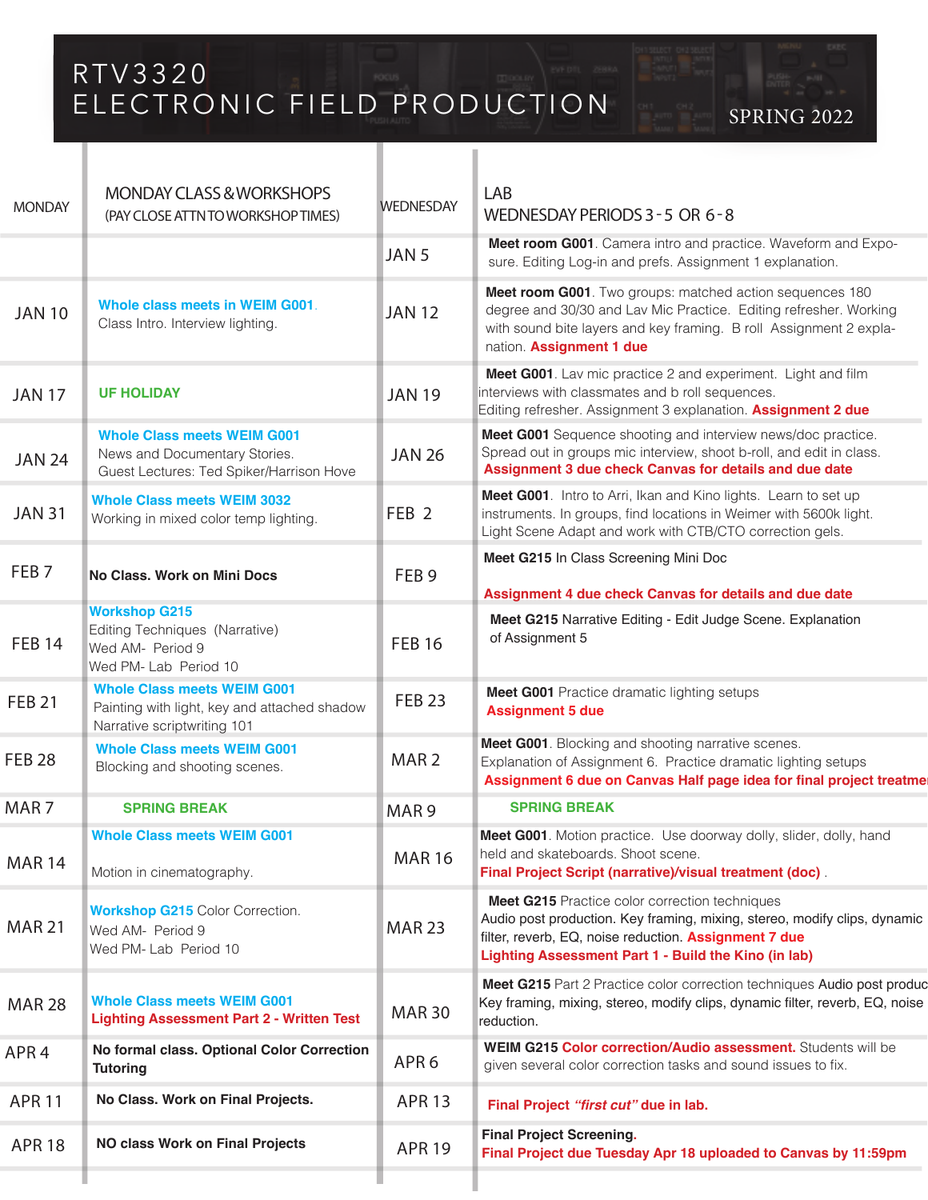# RTV3320 ELECTRONIC FIELD PRODUCTION

SPRING 2022

| MONDAY | MONDAY CLASS & WORKSHOPS (PAY CLOSE ATTN TO WORKSHOP TIMES) | WEDNESDAY | LAB WEDNESDAY PERIODS 3-5 OR 6-8 |
|---|---|---|---|
| | | JAN 5 | **Meet room G001**. Camera intro and practice. Waveform and Exposure. Editing Log-in and prefs. Assignment 1 explanation. |
| JAN 10 | **Whole class meets in WEIM G001**. Class Intro. Interview lighting. | JAN 12 | **Meet room G001**. Two groups: matched action sequences 180 degree and 30/30 and Lav Mic Practice. Editing refresher. Working with sound bite layers and key framing. B roll Assignment 2 explanation. **Assignment 1 due** |
| JAN 17 | **UF HOLIDAY** | JAN 19 | **Meet G001**. Lav mic practice 2 and experiment. Light and film interviews with classmates and b roll sequences. Editing refresher. Assignment 3 explanation. **Assignment 2 due** |
| JAN 24 | **Whole Class meets WEIM G001** News and Documentary Stories. Guest Lectures: Ted Spiker/Harrison Hove | JAN 26 | **Meet G001** Sequence shooting and interview news/doc practice. Spread out in groups mic interview, shoot b-roll, and edit in class. **Assignment 3 due check Canvas for details and due date** |
| JAN 31 | **Whole Class meets WEIM 3032** Working in mixed color temp lighting. | FEB 2 | **Meet G001**. Intro to Arri, Ikan and Kino lights. Learn to set up instruments. In groups, find locations in Weimer with 5600k light. Light Scene Adapt and work with CTB/CTO correction gels. |
| FEB 7 | **No Class. Work on Mini Docs** | FEB 9 | **Meet G215** In Class Screening Mini Doc **Assignment 4 due check Canvas for details and due date** |
| FEB 14 | **Workshop G215** Editing Techniques (Narrative) Wed AM- Period 9 Wed PM- Lab Period 10 | FEB 16 | **Meet G215** Narrative Editing - Edit Judge Scene. Explanation of Assignment 5 |
| FEB 21 | **Whole Class meets WEIM G001** Painting with light, key and attached shadow Narrative scriptwriting 101 | FEB 23 | **Meet G001** Practice dramatic lighting setups **Assignment 5 due** |
| FEB 28 | **Whole Class meets WEIM G001** Blocking and shooting scenes. | MAR 2 | **Meet G001**. Blocking and shooting narrative scenes. Explanation of Assignment 6. Practice dramatic lighting setups **Assignment 6 due on Canvas Half page idea for final project treatme** |
| MAR 7 | **SPRING BREAK** | MAR 9 | **SPRING BREAK** |
| MAR 14 | **Whole Class meets WEIM G001** Motion in cinematography. | MAR 16 | **Meet G001**. Motion practice. Use doorway dolly, slider, dolly, hand held and skateboards. Shoot scene. **Final Project Script (narrative)/visual treatment (doc)** . |
| MAR 21 | **Workshop G215** Color Correction. Wed AM- Period 9 Wed PM- Lab Period 10 | MAR 23 | **Meet G215** Practice color correction techniques Audio post production. Key framing, mixing, stereo, modify clips, dynamic filter, reverb, EQ, noise reduction. **Assignment 7 due** **Lighting Assessment Part 1 - Build the Kino (in lab)** |
| MAR 28 | **Whole Class meets WEIM G001** **Lighting Assessment Part 2 - Written Test** | MAR 30 | **Meet G215** Part 2 Practice color correction techniques Audio post produc Key framing, mixing, stereo, modify clips, dynamic filter, reverb, EQ, noise reduction. |
| APR 4 | **No formal class. Optional Color Correction Tutoring** | APR 6 | **WEIM G215 Color correction/Audio assessment.** Students will be given several color correction tasks and sound issues to fix. |
| APR 11 | **No Class. Work on Final Projects.** | APR 13 | **Final Project *"first cut"* due in lab.** |
| APR 18 | **NO class Work on Final Projects** | APR 19 | **Final Project Screening.** **Final Project due Tuesday Apr 18 uploaded to Canvas by 11:59pm** |